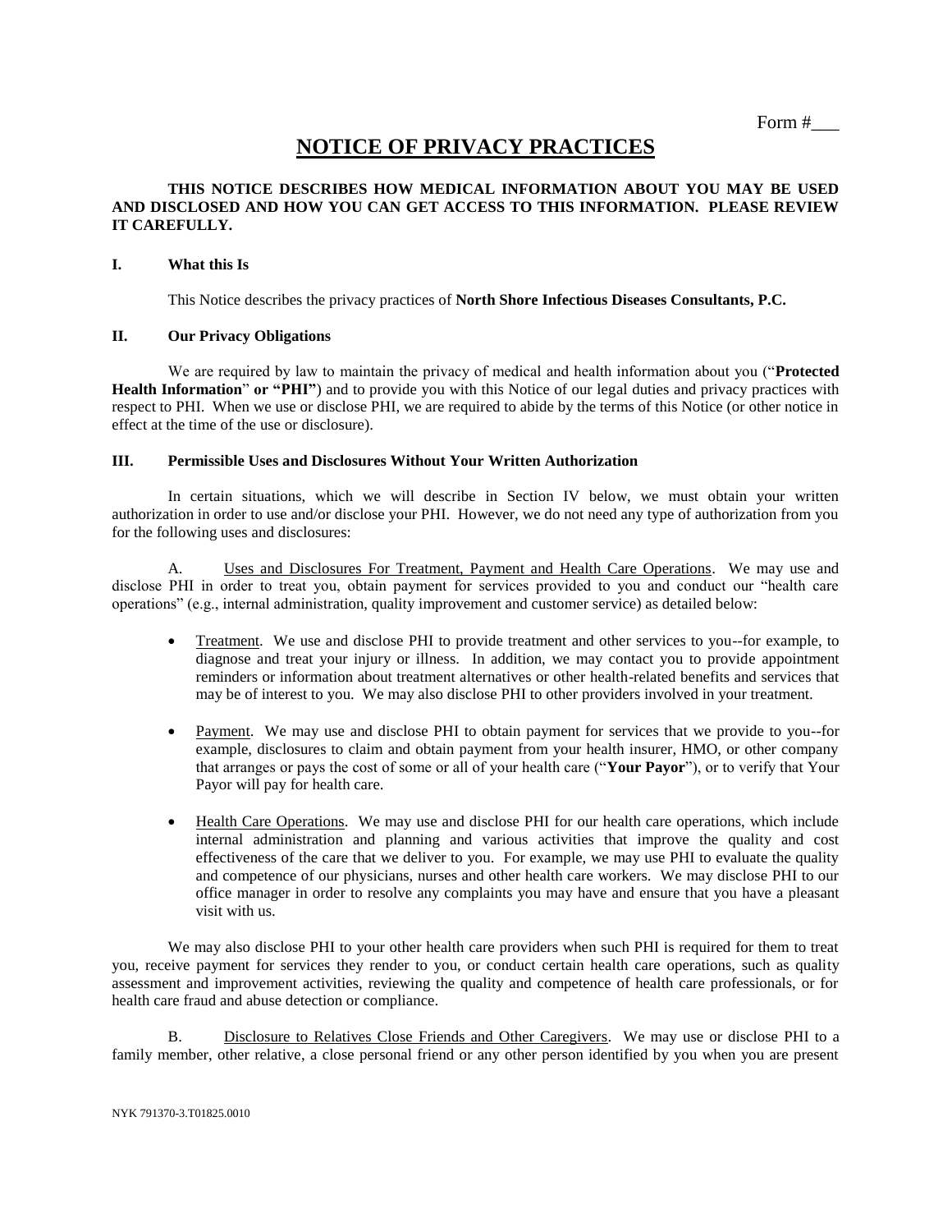Form #___

# NOTICE OF PRIVACY PRACTICES

**THIS NOTICE DESCRIBES HOW MEDICAL INFORMATION ABOUT YOU MAY BE USED AND DISCLOSED AND HOW YOU CAN GET ACCESS TO THIS INFORMATION. PLEASE REVIEW IT CAREFULLY.**

## I. What this Is

This Notice describes the privacy practices of **North Shore Infectious Diseases Consultants, P.C.**

## II. Our Privacy Obligations

We are required by law to maintain the privacy of medical and health information about you ("**Protected Health Information**" **or "PHI"**) and to provide you with this Notice of our legal duties and privacy practices with respect to PHI. When we use or disclose PHI, we are required to abide by the terms of this Notice (or other notice in effect at the time of the use or disclosure).

## III. Permissible Uses and Disclosures Without Your Written Authorization

In certain situations, which we will describe in Section IV below, we must obtain your written authorization in order to use and/or disclose your PHI. However, we do not need any type of authorization from you for the following uses and disclosures:

A. Uses and Disclosures For Treatment, Payment and Health Care Operations. We may use and disclose PHI in order to treat you, obtain payment for services provided to you and conduct our "health care operations" (e.g., internal administration, quality improvement and customer service) as detailed below:

- Treatment. We use and disclose PHI to provide treatment and other services to you--for example, to diagnose and treat your injury or illness. In addition, we may contact you to provide appointment reminders or information about treatment alternatives or other health-related benefits and services that may be of interest to you. We may also disclose PHI to other providers involved in your treatment.

- Payment. We may use and disclose PHI to obtain payment for services that we provide to you--for example, disclosures to claim and obtain payment from your health insurer, HMO, or other company that arranges or pays the cost of some or all of your health care ("**Your Payor**"), or to verify that Your Payor will pay for health care.

- Health Care Operations. We may use and disclose PHI for our health care operations, which include internal administration and planning and various activities that improve the quality and cost effectiveness of the care that we deliver to you. For example, we may use PHI to evaluate the quality and competence of our physicians, nurses and other health care workers. We may disclose PHI to our office manager in order to resolve any complaints you may have and ensure that you have a pleasant visit with us.

We may also disclose PHI to your other health care providers when such PHI is required for them to treat you, receive payment for services they render to you, or conduct certain health care operations, such as quality assessment and improvement activities, reviewing the quality and competence of health care professionals, or for health care fraud and abuse detection or compliance.

B. Disclosure to Relatives Close Friends and Other Caregivers. We may use or disclose PHI to a family member, other relative, a close personal friend or any other person identified by you when you are present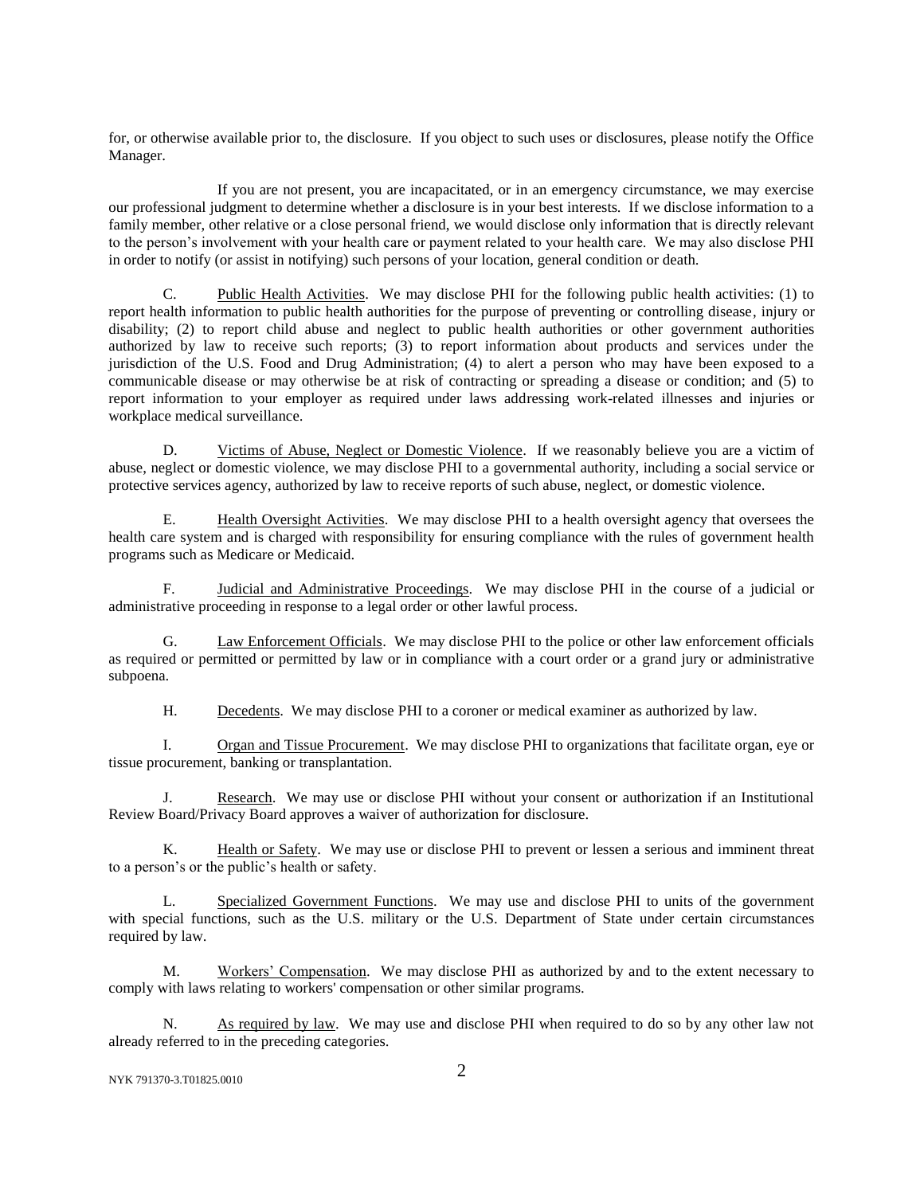for, or otherwise available prior to, the disclosure. If you object to such uses or disclosures, please notify the Office Manager.

If you are not present, you are incapacitated, or in an emergency circumstance, we may exercise our professional judgment to determine whether a disclosure is in your best interests. If we disclose information to a family member, other relative or a close personal friend, we would disclose only information that is directly relevant to the person's involvement with your health care or payment related to your health care. We may also disclose PHI in order to notify (or assist in notifying) such persons of your location, general condition or death.

C. Public Health Activities. We may disclose PHI for the following public health activities: (1) to report health information to public health authorities for the purpose of preventing or controlling disease, injury or disability; (2) to report child abuse and neglect to public health authorities or other government authorities authorized by law to receive such reports; (3) to report information about products and services under the jurisdiction of the U.S. Food and Drug Administration; (4) to alert a person who may have been exposed to a communicable disease or may otherwise be at risk of contracting or spreading a disease or condition; and (5) to report information to your employer as required under laws addressing work-related illnesses and injuries or workplace medical surveillance.

D. Victims of Abuse, Neglect or Domestic Violence. If we reasonably believe you are a victim of abuse, neglect or domestic violence, we may disclose PHI to a governmental authority, including a social service or protective services agency, authorized by law to receive reports of such abuse, neglect, or domestic violence.

E. Health Oversight Activities. We may disclose PHI to a health oversight agency that oversees the health care system and is charged with responsibility for ensuring compliance with the rules of government health programs such as Medicare or Medicaid.

F. Judicial and Administrative Proceedings. We may disclose PHI in the course of a judicial or administrative proceeding in response to a legal order or other lawful process.

G. Law Enforcement Officials. We may disclose PHI to the police or other law enforcement officials as required or permitted or permitted by law or in compliance with a court order or a grand jury or administrative subpoena.

H. Decedents. We may disclose PHI to a coroner or medical examiner as authorized by law.

I. Organ and Tissue Procurement. We may disclose PHI to organizations that facilitate organ, eye or tissue procurement, banking or transplantation.

J. Research. We may use or disclose PHI without your consent or authorization if an Institutional Review Board/Privacy Board approves a waiver of authorization for disclosure.

K. Health or Safety. We may use or disclose PHI to prevent or lessen a serious and imminent threat to a person's or the public's health or safety.

L. Specialized Government Functions. We may use and disclose PHI to units of the government with special functions, such as the U.S. military or the U.S. Department of State under certain circumstances required by law.

M. Workers' Compensation. We may disclose PHI as authorized by and to the extent necessary to comply with laws relating to workers' compensation or other similar programs.

N. As required by law. We may use and disclose PHI when required to do so by any other law not already referred to in the preceding categories.

NYK 791370-3.T01825.0010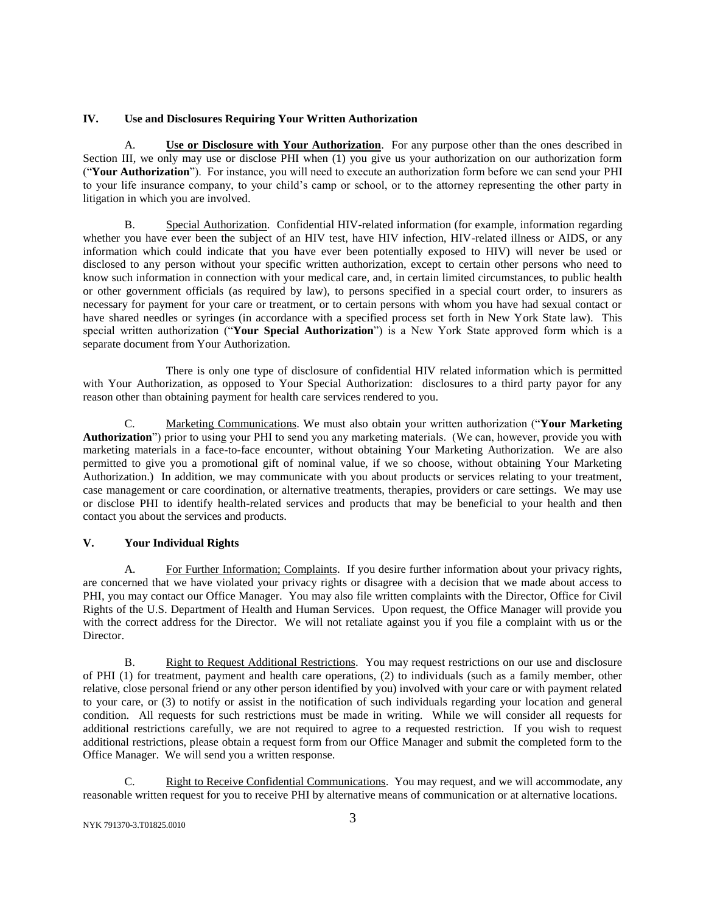## IV. Use and Disclosures Requiring Your Written Authorization

A. **Use or Disclosure with Your Authorization**. For any purpose other than the ones described in Section III, we only may use or disclose PHI when (1) you give us your authorization on our authorization form ("**Your Authorization**"). For instance, you will need to execute an authorization form before we can send your PHI to your life insurance company, to your child's camp or school, or to the attorney representing the other party in litigation in which you are involved.

B. Special Authorization. Confidential HIV-related information (for example, information regarding whether you have ever been the subject of an HIV test, have HIV infection, HIV-related illness or AIDS, or any information which could indicate that you have ever been potentially exposed to HIV) will never be used or disclosed to any person without your specific written authorization, except to certain other persons who need to know such information in connection with your medical care, and, in certain limited circumstances, to public health or other government officials (as required by law), to persons specified in a special court order, to insurers as necessary for payment for your care or treatment, or to certain persons with whom you have had sexual contact or have shared needles or syringes (in accordance with a specified process set forth in New York State law). This special written authorization ("**Your Special Authorization**") is a New York State approved form which is a separate document from Your Authorization.

There is only one type of disclosure of confidential HIV related information which is permitted with Your Authorization, as opposed to Your Special Authorization: disclosures to a third party payor for any reason other than obtaining payment for health care services rendered to you.

C. Marketing Communications. We must also obtain your written authorization ("**Your Marketing Authorization**") prior to using your PHI to send you any marketing materials. (We can, however, provide you with marketing materials in a face-to-face encounter, without obtaining Your Marketing Authorization. We are also permitted to give you a promotional gift of nominal value, if we so choose, without obtaining Your Marketing Authorization.) In addition, we may communicate with you about products or services relating to your treatment, case management or care coordination, or alternative treatments, therapies, providers or care settings. We may use or disclose PHI to identify health-related services and products that may be beneficial to your health and then contact you about the services and products.

## V. Your Individual Rights

A. For Further Information; Complaints. If you desire further information about your privacy rights, are concerned that we have violated your privacy rights or disagree with a decision that we made about access to PHI, you may contact our Office Manager. You may also file written complaints with the Director, Office for Civil Rights of the U.S. Department of Health and Human Services. Upon request, the Office Manager will provide you with the correct address for the Director. We will not retaliate against you if you file a complaint with us or the Director.

B. Right to Request Additional Restrictions. You may request restrictions on our use and disclosure of PHI (1) for treatment, payment and health care operations, (2) to individuals (such as a family member, other relative, close personal friend or any other person identified by you) involved with your care or with payment related to your care, or (3) to notify or assist in the notification of such individuals regarding your location and general condition. All requests for such restrictions must be made in writing. While we will consider all requests for additional restrictions carefully, we are not required to agree to a requested restriction. If you wish to request additional restrictions, please obtain a request form from our Office Manager and submit the completed form to the Office Manager. We will send you a written response.

C. Right to Receive Confidential Communications. You may request, and we will accommodate, any reasonable written request for you to receive PHI by alternative means of communication or at alternative locations.

NYK 791370-3.T01825.0010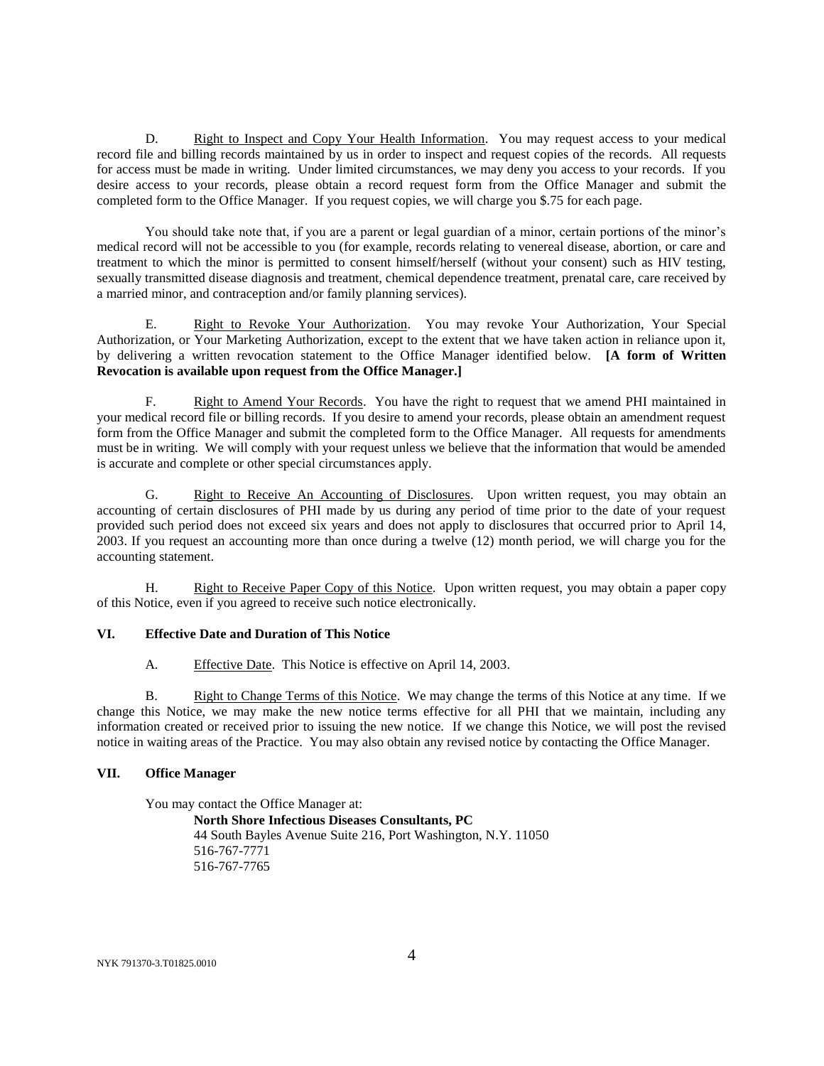D. Right to Inspect and Copy Your Health Information. You may request access to your medical record file and billing records maintained by us in order to inspect and request copies of the records. All requests for access must be made in writing. Under limited circumstances, we may deny you access to your records. If you desire access to your records, please obtain a record request form from the Office Manager and submit the completed form to the Office Manager. If you request copies, we will charge you $.75 for each page.

You should take note that, if you are a parent or legal guardian of a minor, certain portions of the minor's medical record will not be accessible to you (for example, records relating to venereal disease, abortion, or care and treatment to which the minor is permitted to consent himself/herself (without your consent) such as HIV testing, sexually transmitted disease diagnosis and treatment, chemical dependence treatment, prenatal care, care received by a married minor, and contraception and/or family planning services).

E. Right to Revoke Your Authorization. You may revoke Your Authorization, Your Special Authorization, or Your Marketing Authorization, except to the extent that we have taken action in reliance upon it, by delivering a written revocation statement to the Office Manager identified below. **[A form of Written Revocation is available upon request from the Office Manager.]**

F. Right to Amend Your Records. You have the right to request that we amend PHI maintained in your medical record file or billing records. If you desire to amend your records, please obtain an amendment request form from the Office Manager and submit the completed form to the Office Manager. All requests for amendments must be in writing. We will comply with your request unless we believe that the information that would be amended is accurate and complete or other special circumstances apply.

G. Right to Receive An Accounting of Disclosures. Upon written request, you may obtain an accounting of certain disclosures of PHI made by us during any period of time prior to the date of your request provided such period does not exceed six years and does not apply to disclosures that occurred prior to April 14, 2003. If you request an accounting more than once during a twelve (12) month period, we will charge you for the accounting statement.

H. Right to Receive Paper Copy of this Notice. Upon written request, you may obtain a paper copy of this Notice, even if you agreed to receive such notice electronically.

## VI. Effective Date and Duration of This Notice

A. Effective Date. This Notice is effective on April 14, 2003.

B. Right to Change Terms of this Notice. We may change the terms of this Notice at any time. If we change this Notice, we may make the new notice terms effective for all PHI that we maintain, including any information created or received prior to issuing the new notice. If we change this Notice, we will post the revised notice in waiting areas of the Practice. You may also obtain any revised notice by contacting the Office Manager.

## VII. Office Manager

You may contact the Office Manager at:

**North Shore Infectious Diseases Consultants, PC**
44 South Bayles Avenue Suite 216, Port Washington, N.Y. 11050
516-767-7771
516-767-7765

NYK 791370-3.T01825.0010